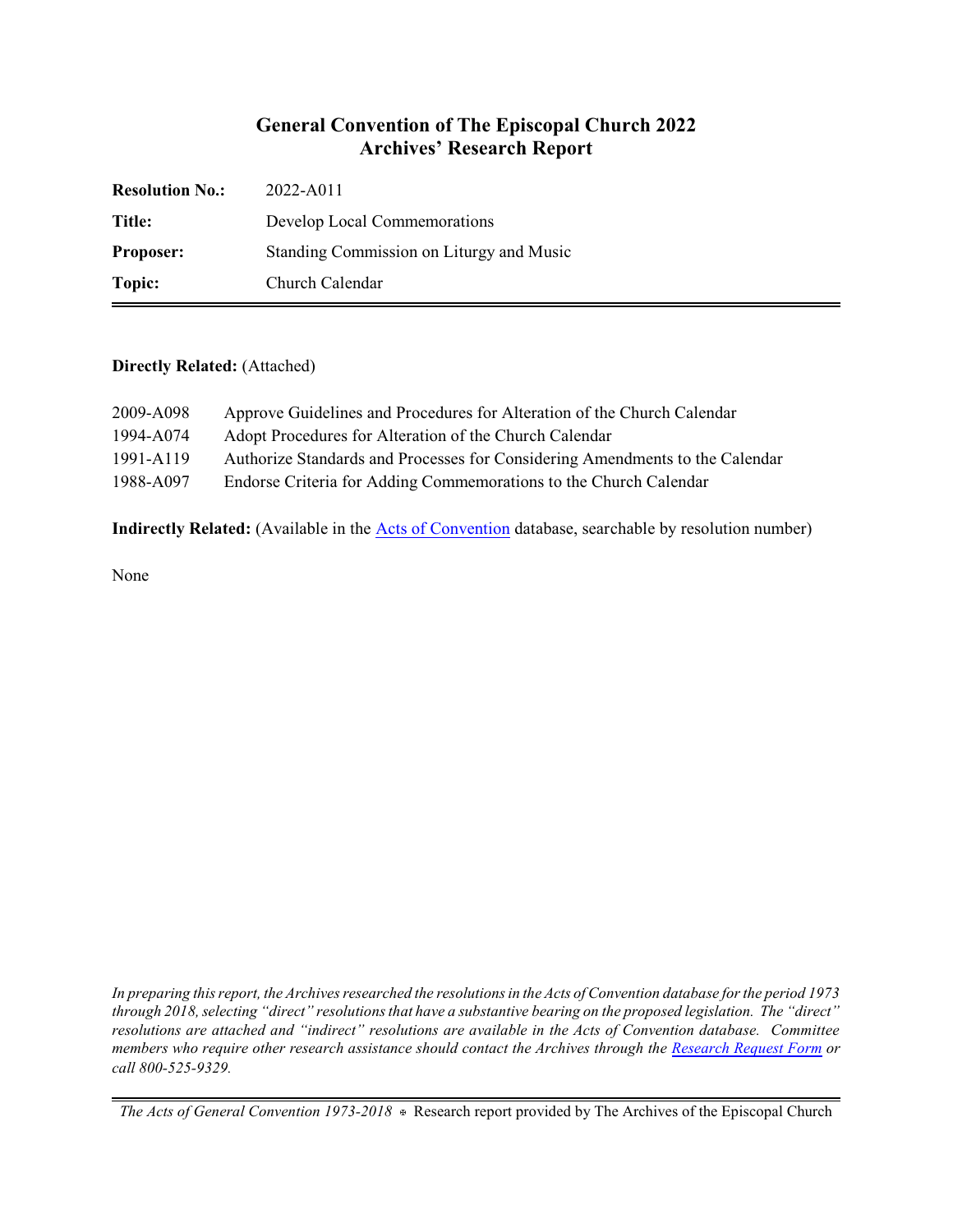# General Convention of The Episcopal Church 2022
## Archives' Research Report

| | |
|---|---|
| **Resolution No.:** | 2022-A011 |
| **Title:** | Develop Local Commemorations |
| **Proposer:** | Standing Commission on Liturgy and Music |
| **Topic:** | Church Calendar |

**Directly Related:** (Attached)

| | |
|---|---|
| 2009-A098 | Approve Guidelines and Procedures for Alteration of the Church Calendar |
| 1994-A074 | Adopt Procedures for Alteration of the Church Calendar |
| 1991-A119 | Authorize Standards and Processes for Considering Amendments to the Calendar |
| 1988-A097 | Endorse Criteria for Adding Commemorations to the Church Calendar |

**Indirectly Related:** (Available in the Acts of Convention database, searchable by resolution number)

None

*In preparing this report, the Archives researched the resolutions in the Acts of Convention database for the period 1973 through 2018, selecting "direct" resolutions that have a substantive bearing on the proposed legislation. The "direct" resolutions are attached and "indirect" resolutions are available in the Acts of Convention database. Committee members who require other research assistance should contact the Archives through the Research Request Form or call 800-525-9329.*

*The Acts of General Convention 1973-2018* ⊕ Research report provided by The Archives of the Episcopal Church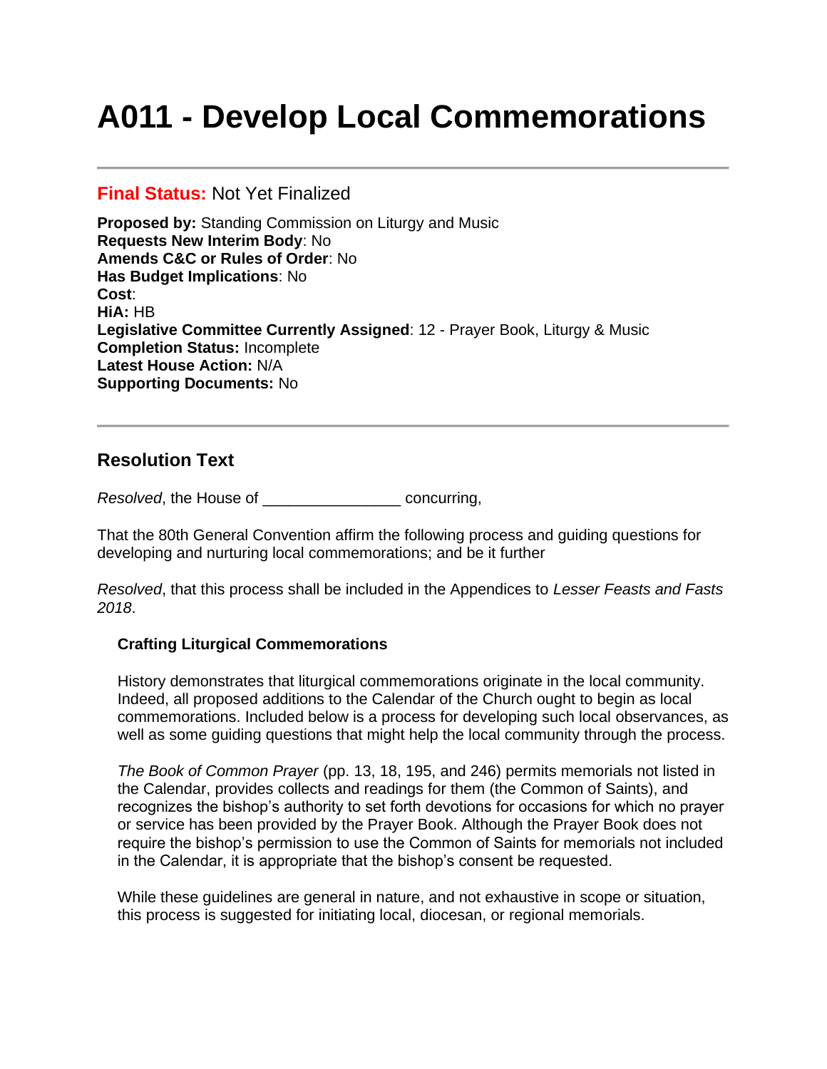# A011 - Develop Local Commemorations

---

**Final Status:** Not Yet Finalized

**Proposed by:** Standing Commission on Liturgy and Music
**Requests New Interim Body**: No
**Amends C&C or Rules of Order**: No
**Has Budget Implications**: No
**Cost**:
**HiA:** HB
**Legislative Committee Currently Assigned**: 12 - Prayer Book, Liturgy & Music
**Completion Status:** Incomplete
**Latest House Action:** N/A
**Supporting Documents:** No

---

## Resolution Text

*Resolved*, the House of _______________ concurring,

That the 80th General Convention affirm the following process and guiding questions for developing and nurturing local commemorations; and be it further

*Resolved*, that this process shall be included in the Appendices to *Lesser Feasts and Fasts 2018*.

> **Crafting Liturgical Commemorations**
>
> History demonstrates that liturgical commemorations originate in the local community. Indeed, all proposed additions to the Calendar of the Church ought to begin as local commemorations. Included below is a process for developing such local observances, as well as some guiding questions that might help the local community through the process.
>
> *The Book of Common Prayer* (pp. 13, 18, 195, and 246) permits memorials not listed in the Calendar, provides collects and readings for them (the Common of Saints), and recognizes the bishop's authority to set forth devotions for occasions for which no prayer or service has been provided by the Prayer Book. Although the Prayer Book does not require the bishop's permission to use the Common of Saints for memorials not included in the Calendar, it is appropriate that the bishop's consent be requested.
>
> While these guidelines are general in nature, and not exhaustive in scope or situation, this process is suggested for initiating local, diocesan, or regional memorials.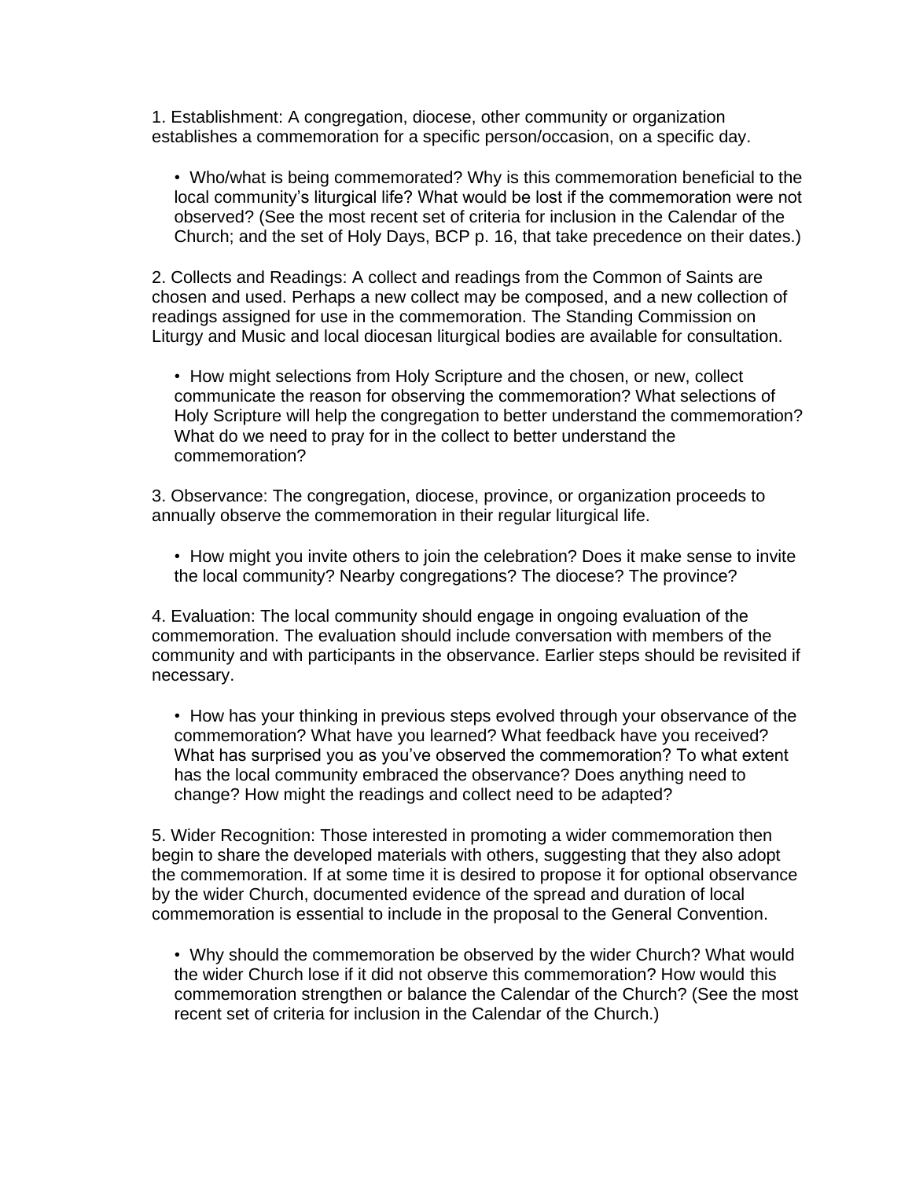1. Establishment: A congregation, diocese, other community or organization establishes a commemoration for a specific person/occasion, on a specific day.

   • Who/what is being commemorated? Why is this commemoration beneficial to the local community's liturgical life? What would be lost if the commemoration were not observed? (See the most recent set of criteria for inclusion in the Calendar of the Church; and the set of Holy Days, BCP p. 16, that take precedence on their dates.)

2. Collects and Readings: A collect and readings from the Common of Saints are chosen and used. Perhaps a new collect may be composed, and a new collection of readings assigned for use in the commemoration. The Standing Commission on Liturgy and Music and local diocesan liturgical bodies are available for consultation.

   • How might selections from Holy Scripture and the chosen, or new, collect communicate the reason for observing the commemoration? What selections of Holy Scripture will help the congregation to better understand the commemoration? What do we need to pray for in the collect to better understand the commemoration?

3. Observance: The congregation, diocese, province, or organization proceeds to annually observe the commemoration in their regular liturgical life.

   • How might you invite others to join the celebration? Does it make sense to invite the local community? Nearby congregations? The diocese? The province?

4. Evaluation: The local community should engage in ongoing evaluation of the commemoration. The evaluation should include conversation with members of the community and with participants in the observance. Earlier steps should be revisited if necessary.

   • How has your thinking in previous steps evolved through your observance of the commemoration? What have you learned? What feedback have you received? What has surprised you as you've observed the commemoration? To what extent has the local community embraced the observance? Does anything need to change? How might the readings and collect need to be adapted?

5. Wider Recognition: Those interested in promoting a wider commemoration then begin to share the developed materials with others, suggesting that they also adopt the commemoration. If at some time it is desired to propose it for optional observance by the wider Church, documented evidence of the spread and duration of local commemoration is essential to include in the proposal to the General Convention.

   • Why should the commemoration be observed by the wider Church? What would the wider Church lose if it did not observe this commemoration? How would this commemoration strengthen or balance the Calendar of the Church? (See the most recent set of criteria for inclusion in the Calendar of the Church.)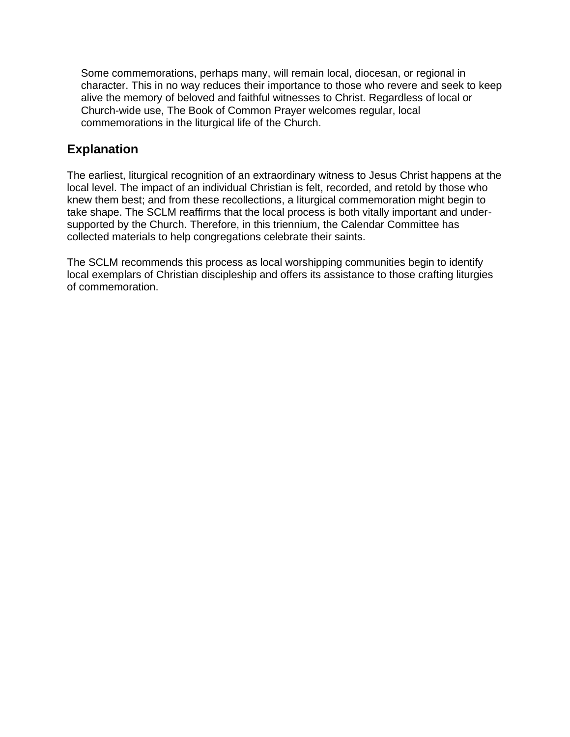> Some commemorations, perhaps many, will remain local, diocesan, or regional in character. This in no way reduces their importance to those who revere and seek to keep alive the memory of beloved and faithful witnesses to Christ. Regardless of local or Church-wide use, The Book of Common Prayer welcomes regular, local commemorations in the liturgical life of the Church.

## Explanation

The earliest, liturgical recognition of an extraordinary witness to Jesus Christ happens at the local level. The impact of an individual Christian is felt, recorded, and retold by those who knew them best; and from these recollections, a liturgical commemoration might begin to take shape. The SCLM reaffirms that the local process is both vitally important and under-supported by the Church. Therefore, in this triennium, the Calendar Committee has collected materials to help congregations celebrate their saints.

The SCLM recommends this process as local worshipping communities begin to identify local exemplars of Christian discipleship and offers its assistance to those crafting liturgies of commemoration.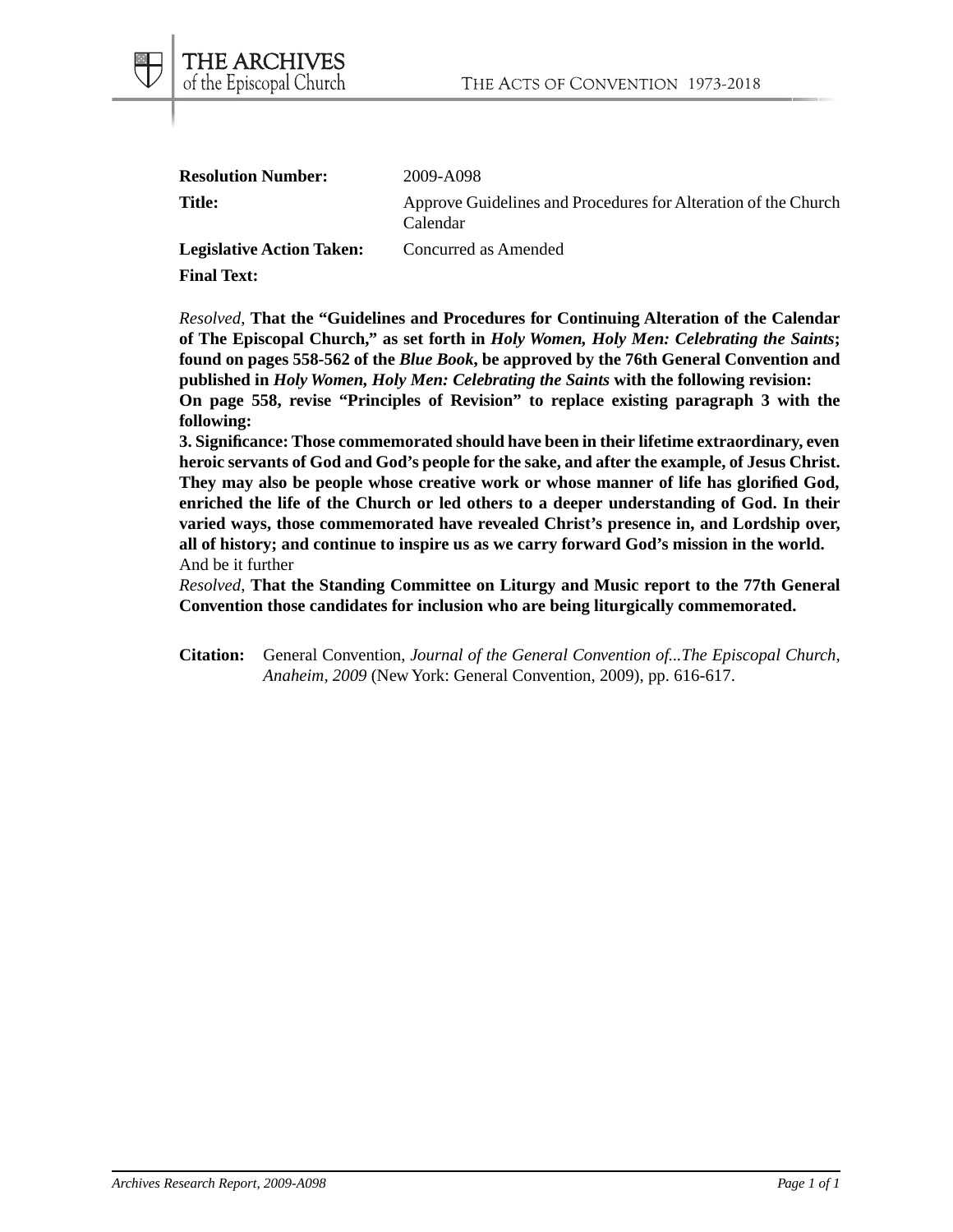**Resolution Number:** 2009-A098

**Title:** Approve Guidelines and Procedures for Alteration of the Church Calendar

**Legislative Action Taken:** Concurred as Amended

**Final Text:**

*Resolved,* **That the "Guidelines and Procedures for Continuing Alteration of the Calendar of The Episcopal Church," as set forth in *Holy Women, Holy Men: Celebrating the Saints*; found on pages 558-562 of the *Blue Book*, be approved by the 76th General Convention and published in *Holy Women, Holy Men: Celebrating the Saints* with the following revision:**

**On page 558, revise "Principles of Revision" to replace existing paragraph 3 with the following:**

**3. Significance: Those commemorated should have been in their lifetime extraordinary, even heroic servants of God and God's people for the sake, and after the example, of Jesus Christ. They may also be people whose creative work or whose manner of life has glorified God, enriched the life of the Church or led others to a deeper understanding of God. In their varied ways, those commemorated have revealed Christ's presence in, and Lordship over, all of history; and continue to inspire us as we carry forward God's mission in the world.**

And be it further

*Resolved,* **That the Standing Committee on Liturgy and Music report to the 77th General Convention those candidates for inclusion who are being liturgically commemorated.**

**Citation:** General Convention, *Journal of the General Convention of...The Episcopal Church, Anaheim, 2009* (New York: General Convention, 2009), pp. 616-617.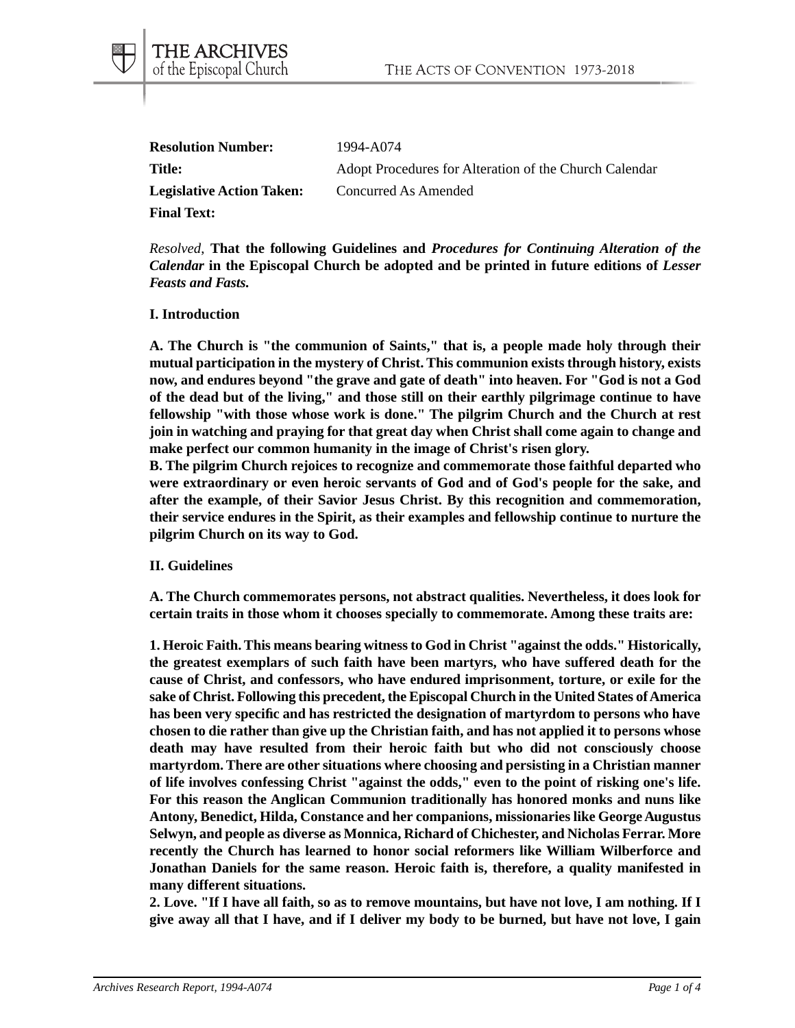**Resolution Number:** 1994-A074

**Title:** Adopt Procedures for Alteration of the Church Calendar

**Legislative Action Taken:** Concurred As Amended

**Final Text:**

*Resolved,* **That the following Guidelines and** ***Procedures for Continuing Alteration of the Calendar*** **in the Episcopal Church be adopted and be printed in future editions of** ***Lesser Feasts and Fasts.***

**I. Introduction**

**A. The Church is "the communion of Saints," that is, a people made holy through their mutual participation in the mystery of Christ. This communion exists through history, exists now, and endures beyond "the grave and gate of death" into heaven. For "God is not a God of the dead but of the living," and those still on their earthly pilgrimage continue to have fellowship "with those whose work is done." The pilgrim Church and the Church at rest join in watching and praying for that great day when Christ shall come again to change and make perfect our common humanity in the image of Christ's risen glory.**

**B. The pilgrim Church rejoices to recognize and commemorate those faithful departed who were extraordinary or even heroic servants of God and of God's people for the sake, and after the example, of their Savior Jesus Christ. By this recognition and commemoration, their service endures in the Spirit, as their examples and fellowship continue to nurture the pilgrim Church on its way to God.**

**II. Guidelines**

**A. The Church commemorates persons, not abstract qualities. Nevertheless, it does look for certain traits in those whom it chooses specially to commemorate. Among these traits are:**

**1. Heroic Faith. This means bearing witness to God in Christ "against the odds." Historically, the greatest exemplars of such faith have been martyrs, who have suffered death for the cause of Christ, and confessors, who have endured imprisonment, torture, or exile for the sake of Christ. Following this precedent, the Episcopal Church in the United States of America has been very specific and has restricted the designation of martyrdom to persons who have chosen to die rather than give up the Christian faith, and has not applied it to persons whose death may have resulted from their heroic faith but who did not consciously choose martyrdom. There are other situations where choosing and persisting in a Christian manner of life involves confessing Christ "against the odds," even to the point of risking one's life. For this reason the Anglican Communion traditionally has honored monks and nuns like Antony, Benedict, Hilda, Constance and her companions, missionaries like George Augustus Selwyn, and people as diverse as Monnica, Richard of Chichester, and Nicholas Ferrar. More recently the Church has learned to honor social reformers like William Wilberforce and Jonathan Daniels for the same reason. Heroic faith is, therefore, a quality manifested in many different situations.**

**2. Love. "If I have all faith, so as to remove mountains, but have not love, I am nothing. If I give away all that I have, and if I deliver my body to be burned, but have not love, I gain**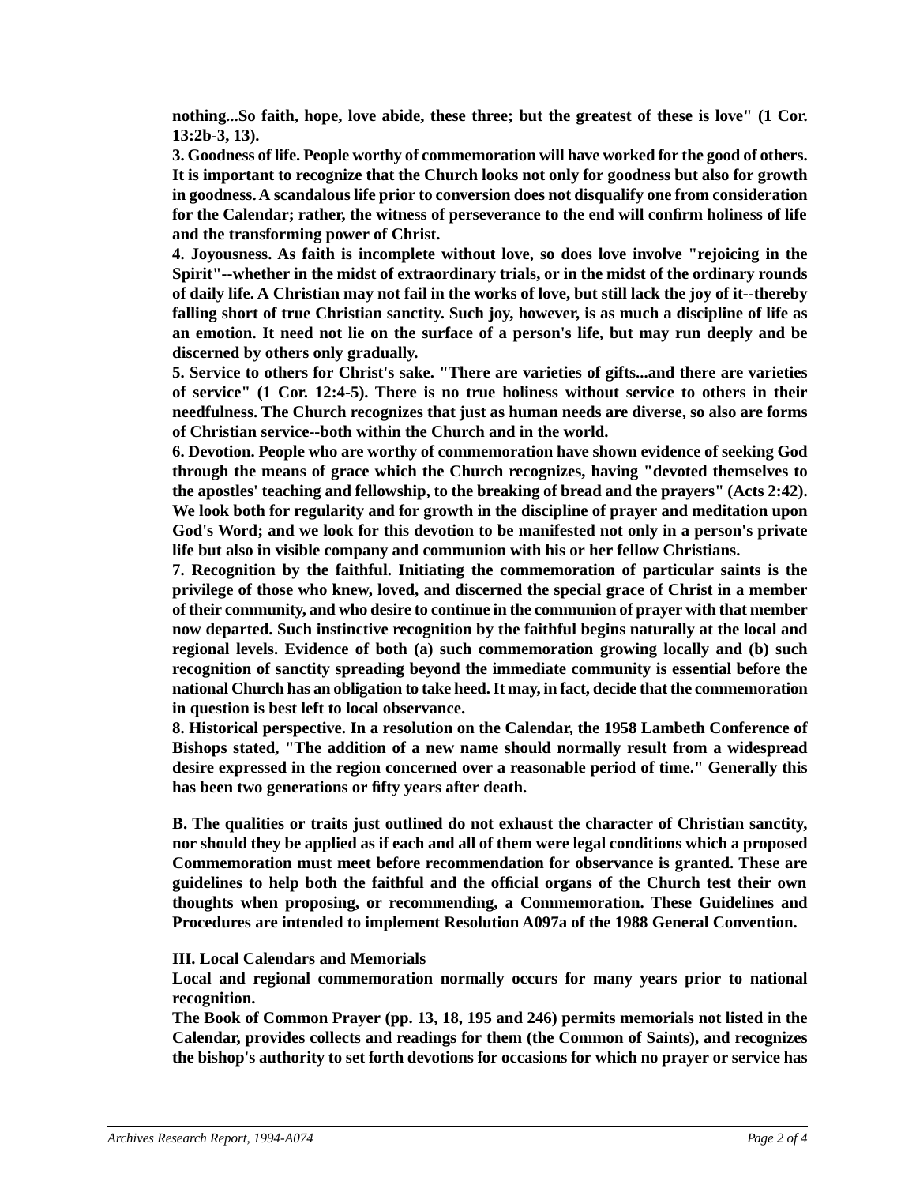**nothing...So faith, hope, love abide, these three; but the greatest of these is love" (1 Cor. 13:2b-3, 13).**

**3. Goodness of life. People worthy of commemoration will have worked for the good of others. It is important to recognize that the Church looks not only for goodness but also for growth in goodness. A scandalous life prior to conversion does not disqualify one from consideration for the Calendar; rather, the witness of perseverance to the end will confirm holiness of life and the transforming power of Christ.**

**4. Joyousness. As faith is incomplete without love, so does love involve "rejoicing in the Spirit"--whether in the midst of extraordinary trials, or in the midst of the ordinary rounds of daily life. A Christian may not fail in the works of love, but still lack the joy of it--thereby falling short of true Christian sanctity. Such joy, however, is as much a discipline of life as an emotion. It need not lie on the surface of a person's life, but may run deeply and be discerned by others only gradually.**

**5. Service to others for Christ's sake. "There are varieties of gifts...and there are varieties of service" (1 Cor. 12:4-5). There is no true holiness without service to others in their needfulness. The Church recognizes that just as human needs are diverse, so also are forms of Christian service--both within the Church and in the world.**

**6. Devotion. People who are worthy of commemoration have shown evidence of seeking God through the means of grace which the Church recognizes, having "devoted themselves to the apostles' teaching and fellowship, to the breaking of bread and the prayers" (Acts 2:42). We look both for regularity and for growth in the discipline of prayer and meditation upon God's Word; and we look for this devotion to be manifested not only in a person's private life but also in visible company and communion with his or her fellow Christians.**

**7. Recognition by the faithful. Initiating the commemoration of particular saints is the privilege of those who knew, loved, and discerned the special grace of Christ in a member of their community, and who desire to continue in the communion of prayer with that member now departed. Such instinctive recognition by the faithful begins naturally at the local and regional levels. Evidence of both (a) such commemoration growing locally and (b) such recognition of sanctity spreading beyond the immediate community is essential before the national Church has an obligation to take heed. It may, in fact, decide that the commemoration in question is best left to local observance.**

**8. Historical perspective. In a resolution on the Calendar, the 1958 Lambeth Conference of Bishops stated, "The addition of a new name should normally result from a widespread desire expressed in the region concerned over a reasonable period of time." Generally this has been two generations or fifty years after death.**

**B. The qualities or traits just outlined do not exhaust the character of Christian sanctity, nor should they be applied as if each and all of them were legal conditions which a proposed Commemoration must meet before recommendation for observance is granted. These are guidelines to help both the faithful and the official organs of the Church test their own thoughts when proposing, or recommending, a Commemoration. These Guidelines and Procedures are intended to implement Resolution A097a of the 1988 General Convention.**

## III. Local Calendars and Memorials

**Local and regional commemoration normally occurs for many years prior to national recognition.**

**The Book of Common Prayer (pp. 13, 18, 195 and 246) permits memorials not listed in the Calendar, provides collects and readings for them (the Common of Saints), and recognizes the bishop's authority to set forth devotions for occasions for which no prayer or service has**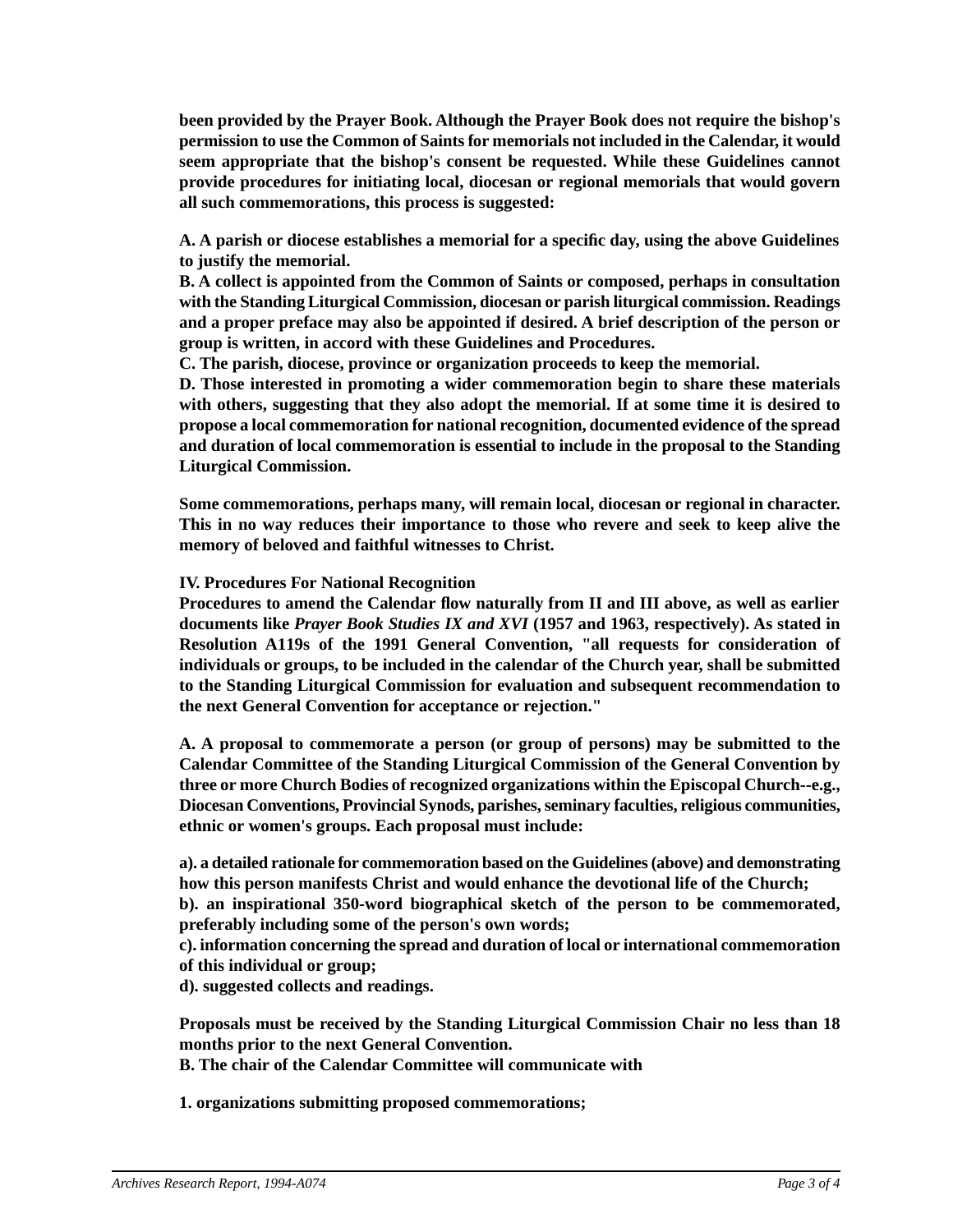**been provided by the Prayer Book. Although the Prayer Book does not require the bishop's permission to use the Common of Saints for memorials not included in the Calendar, it would seem appropriate that the bishop's consent be requested. While these Guidelines cannot provide procedures for initiating local, diocesan or regional memorials that would govern all such commemorations, this process is suggested:**

**A. A parish or diocese establishes a memorial for a specific day, using the above Guidelines to justify the memorial.**
**B. A collect is appointed from the Common of Saints or composed, perhaps in consultation with the Standing Liturgical Commission, diocesan or parish liturgical commission. Readings and a proper preface may also be appointed if desired. A brief description of the person or group is written, in accord with these Guidelines and Procedures.**
**C. The parish, diocese, province or organization proceeds to keep the memorial.**
**D. Those interested in promoting a wider commemoration begin to share these materials with others, suggesting that they also adopt the memorial. If at some time it is desired to propose a local commemoration for national recognition, documented evidence of the spread and duration of local commemoration is essential to include in the proposal to the Standing Liturgical Commission.**

**Some commemorations, perhaps many, will remain local, diocesan or regional in character. This in no way reduces their importance to those who revere and seek to keep alive the memory of beloved and faithful witnesses to Christ.**

**IV. Procedures For National Recognition**
**Procedures to amend the Calendar flow naturally from II and III above, as well as earlier documents like *Prayer Book Studies IX and XVI* (1957 and 1963, respectively). As stated in Resolution A119s of the 1991 General Convention, "all requests for consideration of individuals or groups, to be included in the calendar of the Church year, shall be submitted to the Standing Liturgical Commission for evaluation and subsequent recommendation to the next General Convention for acceptance or rejection."**

**A. A proposal to commemorate a person (or group of persons) may be submitted to the Calendar Committee of the Standing Liturgical Commission of the General Convention by three or more Church Bodies of recognized organizations within the Episcopal Church--e.g., Diocesan Conventions, Provincial Synods, parishes, seminary faculties, religious communities, ethnic or women's groups. Each proposal must include:**

**a). a detailed rationale for commemoration based on the Guidelines (above) and demonstrating how this person manifests Christ and would enhance the devotional life of the Church;**
**b). an inspirational 350-word biographical sketch of the person to be commemorated, preferably including some of the person's own words;**
**c). information concerning the spread and duration of local or international commemoration of this individual or group;**
**d). suggested collects and readings.**

**Proposals must be received by the Standing Liturgical Commission Chair no less than 18 months prior to the next General Convention.**
**B. The chair of the Calendar Committee will communicate with**

**1. organizations submitting proposed commemorations;**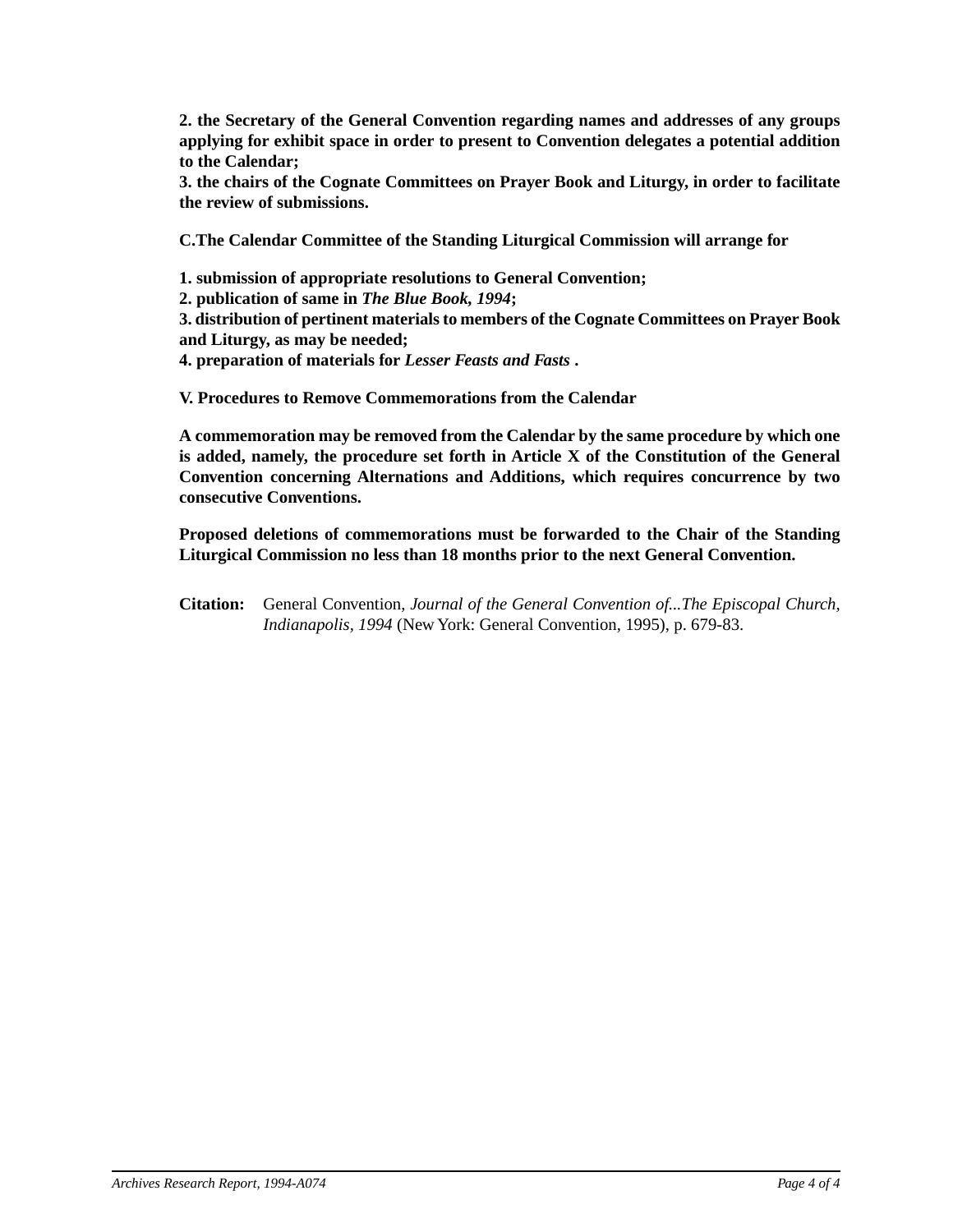**2. the Secretary of the General Convention regarding names and addresses of any groups applying for exhibit space in order to present to Convention delegates a potential addition to the Calendar;**
**3. the chairs of the Cognate Committees on Prayer Book and Liturgy, in order to facilitate the review of submissions.**

**C.The Calendar Committee of the Standing Liturgical Commission will arrange for**

**1. submission of appropriate resolutions to General Convention;**
**2. publication of same in *The Blue Book, 1994*;**
**3. distribution of pertinent materials to members of the Cognate Committees on Prayer Book and Liturgy, as may be needed;**
**4. preparation of materials for *Lesser Feasts and Fasts* .**

**V. Procedures to Remove Commemorations from the Calendar**

**A commemoration may be removed from the Calendar by the same procedure by which one is added, namely, the procedure set forth in Article X of the Constitution of the General Convention concerning Alternations and Additions, which requires concurrence by two consecutive Conventions.**

**Proposed deletions of commemorations must be forwarded to the Chair of the Standing Liturgical Commission no less than 18 months prior to the next General Convention.**

**Citation:** General Convention, *Journal of the General Convention of...The Episcopal Church, Indianapolis, 1994* (New York: General Convention, 1995), p. 679-83.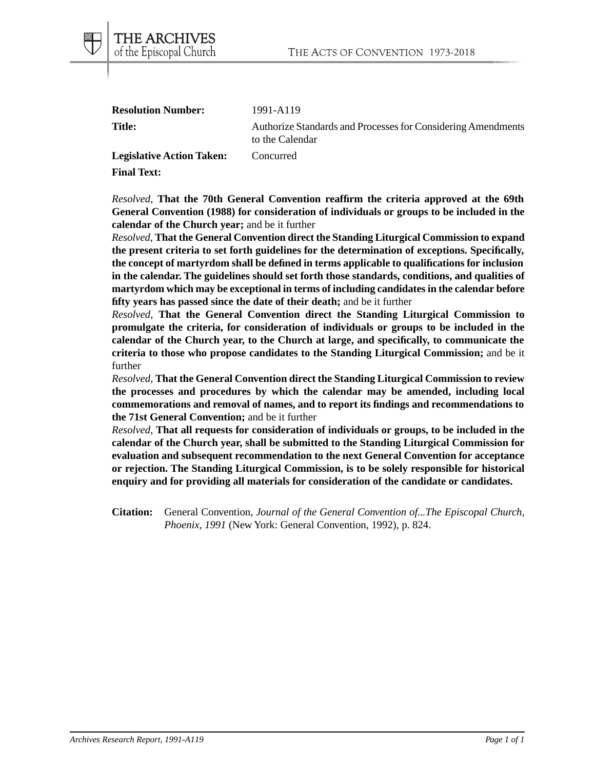**Resolution Number:** 1991-A119

**Title:** Authorize Standards and Processes for Considering Amendments to the Calendar

**Legislative Action Taken:** Concurred

**Final Text:**

*Resolved,* **That the 70th General Convention reaffirm the criteria approved at the 69th General Convention (1988) for consideration of individuals or groups to be included in the calendar of the Church year;** and be it further

*Resolved,* **That the General Convention direct the Standing Liturgical Commission to expand the present criteria to set forth guidelines for the determination of exceptions. Specifically, the concept of martyrdom shall be defined in terms applicable to qualifications for inclusion in the calendar. The guidelines should set forth those standards, conditions, and qualities of martyrdom which may be exceptional in terms of including candidates in the calendar before fifty years has passed since the date of their death;** and be it further

*Resolved,* **That the General Convention direct the Standing Liturgical Commission to promulgate the criteria, for consideration of individuals or groups to be included in the calendar of the Church year, to the Church at large, and specifically, to communicate the criteria to those who propose candidates to the Standing Liturgical Commission;** and be it further

*Resolved,* **That the General Convention direct the Standing Liturgical Commission to review the processes and procedures by which the calendar may be amended, including local commemorations and removal of names, and to report its findings and recommendations to the 71st General Convention;** and be it further

*Resolved,* **That all requests for consideration of individuals or groups, to be included in the calendar of the Church year, shall be submitted to the Standing Liturgical Commission for evaluation and subsequent recommendation to the next General Convention for acceptance or rejection. The Standing Liturgical Commission, is to be solely responsible for historical enquiry and for providing all materials for consideration of the candidate or candidates.**

**Citation:** General Convention, *Journal of the General Convention of...The Episcopal Church, Phoenix, 1991* (New York: General Convention, 1992), p. 824.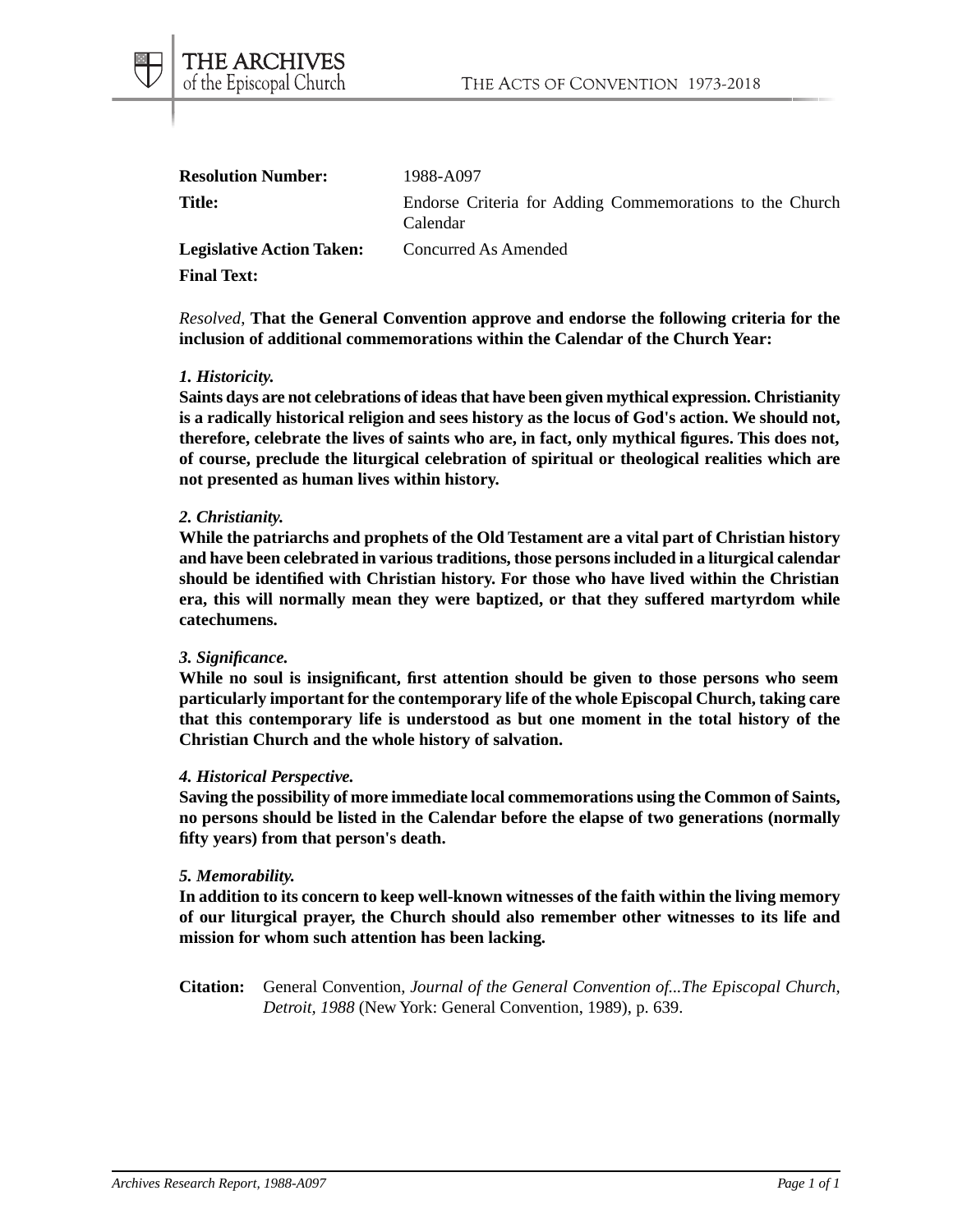**Resolution Number:** 1988-A097

**Title:** Endorse Criteria for Adding Commemorations to the Church Calendar

**Legislative Action Taken:** Concurred As Amended

**Final Text:**

*Resolved,* **That the General Convention approve and endorse the following criteria for the inclusion of additional commemorations within the Calendar of the Church Year:**

***1. Historicity.***

**Saints days are not celebrations of ideas that have been given mythical expression. Christianity is a radically historical religion and sees history as the locus of God's action. We should not, therefore, celebrate the lives of saints who are, in fact, only mythical figures. This does not, of course, preclude the liturgical celebration of spiritual or theological realities which are not presented as human lives within history.**

***2. Christianity.***

**While the patriarchs and prophets of the Old Testament are a vital part of Christian history and have been celebrated in various traditions, those persons included in a liturgical calendar should be identified with Christian history. For those who have lived within the Christian era, this will normally mean they were baptized, or that they suffered martyrdom while catechumens.**

***3. Significance.***

**While no soul is insignificant, first attention should be given to those persons who seem particularly important for the contemporary life of the whole Episcopal Church, taking care that this contemporary life is understood as but one moment in the total history of the Christian Church and the whole history of salvation.**

***4. Historical Perspective.***

**Saving the possibility of more immediate local commemorations using the Common of Saints, no persons should be listed in the Calendar before the elapse of two generations (normally fifty years) from that person's death.**

***5. Memorability.***

**In addition to its concern to keep well-known witnesses of the faith within the living memory of our liturgical prayer, the Church should also remember other witnesses to its life and mission for whom such attention has been lacking.**

**Citation:** General Convention, *Journal of the General Convention of...The Episcopal Church, Detroit, 1988* (New York: General Convention, 1989), p. 639.